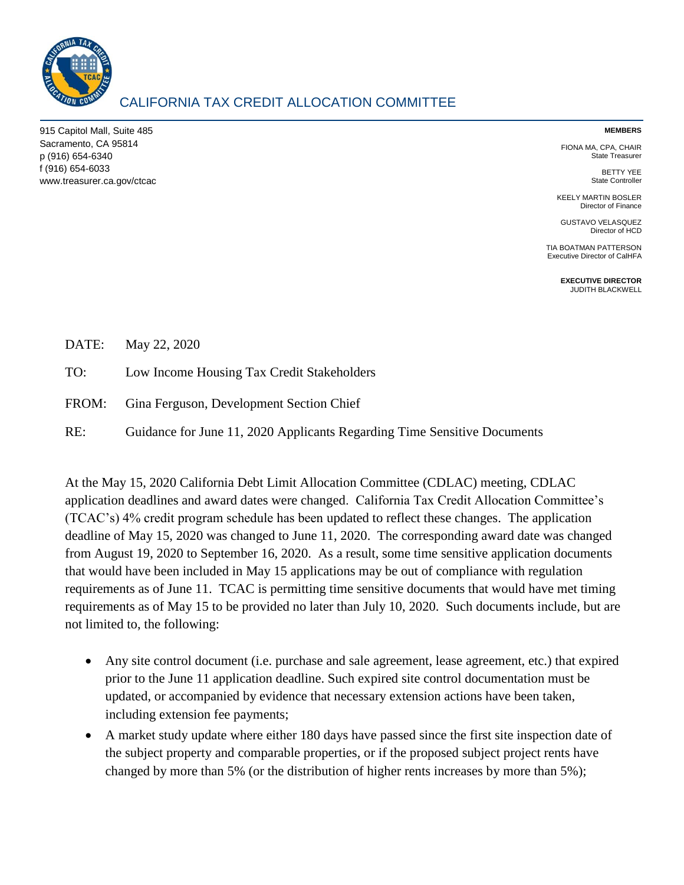# CALIFORNIA TAX CREDIT ALLOCATION COMMITTEE

915 Capitol Mall, Suite 485
Sacramento, CA 95814
p (916) 654-6340
f (916) 654-6033
www.treasurer.ca.gov/ctcac

**MEMBERS**

FIONA MA, CPA, CHAIR
State Treasurer

BETTY YEE
State Controller

KEELY MARTIN BOSLER
Director of Finance

GUSTAVO VELASQUEZ
Director of HCD

TIA BOATMAN PATTERSON
Executive Director of CalHFA

**EXECUTIVE DIRECTOR**
JUDITH BLACKWELL

DATE: May 22, 2020

TO: Low Income Housing Tax Credit Stakeholders

FROM: Gina Ferguson, Development Section Chief

RE: Guidance for June 11, 2020 Applicants Regarding Time Sensitive Documents

At the May 15, 2020 California Debt Limit Allocation Committee (CDLAC) meeting, CDLAC application deadlines and award dates were changed. California Tax Credit Allocation Committee's (TCAC's) 4% credit program schedule has been updated to reflect these changes. The application deadline of May 15, 2020 was changed to June 11, 2020. The corresponding award date was changed from August 19, 2020 to September 16, 2020. As a result, some time sensitive application documents that would have been included in May 15 applications may be out of compliance with regulation requirements as of June 11. TCAC is permitting time sensitive documents that would have met timing requirements as of May 15 to be provided no later than July 10, 2020. Such documents include, but are not limited to, the following:

- Any site control document (i.e. purchase and sale agreement, lease agreement, etc.) that expired prior to the June 11 application deadline. Such expired site control documentation must be updated, or accompanied by evidence that necessary extension actions have been taken, including extension fee payments;
- A market study update where either 180 days have passed since the first site inspection date of the subject property and comparable properties, or if the proposed subject project rents have changed by more than 5% (or the distribution of higher rents increases by more than 5%);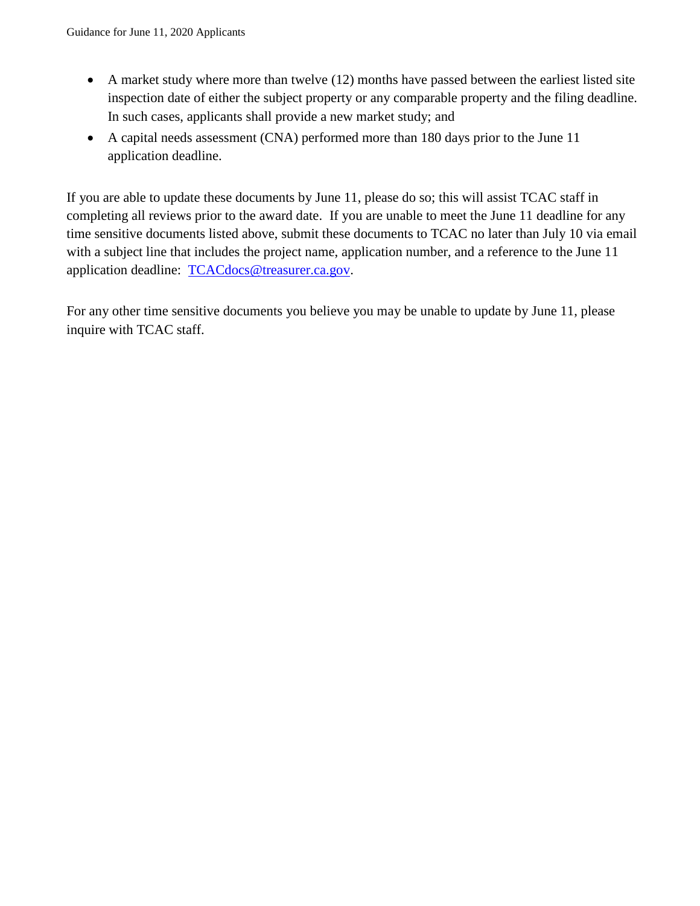- A market study where more than twelve (12) months have passed between the earliest listed site inspection date of either the subject property or any comparable property and the filing deadline. In such cases, applicants shall provide a new market study; and
- A capital needs assessment (CNA) performed more than 180 days prior to the June 11 application deadline.

If you are able to update these documents by June 11, please do so; this will assist TCAC staff in completing all reviews prior to the award date. If you are unable to meet the June 11 deadline for any time sensitive documents listed above, submit these documents to TCAC no later than July 10 via email with a subject line that includes the project name, application number, and a reference to the June 11 application deadline: TCACdocs@treasurer.ca.gov.

For any other time sensitive documents you believe you may be unable to update by June 11, please inquire with TCAC staff.